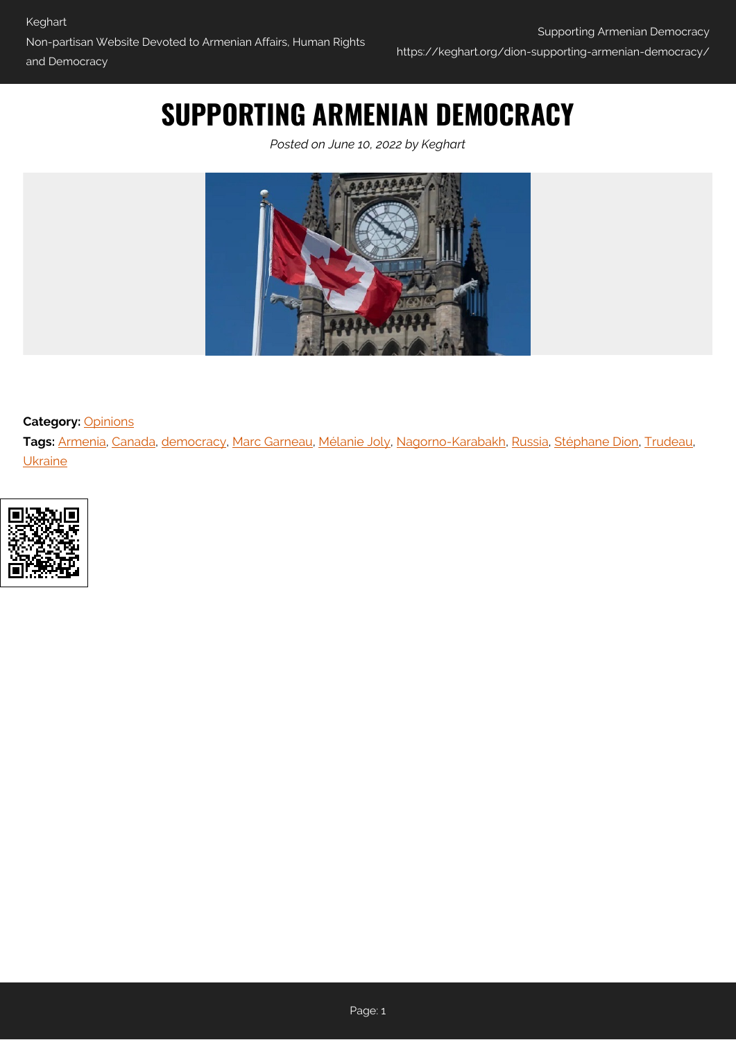# SUPPORTING ARMENIAN DEMOCRACY

*Posted on June 10, 2022 by Keghart*

**Category:** Opinions

**Tags:** Armenia, Canada, democracy, Marc Garneau, Mélanie Joly, Nagorno-Karabakh, Russia, Stéphane Dion, Trudeau, Ukraine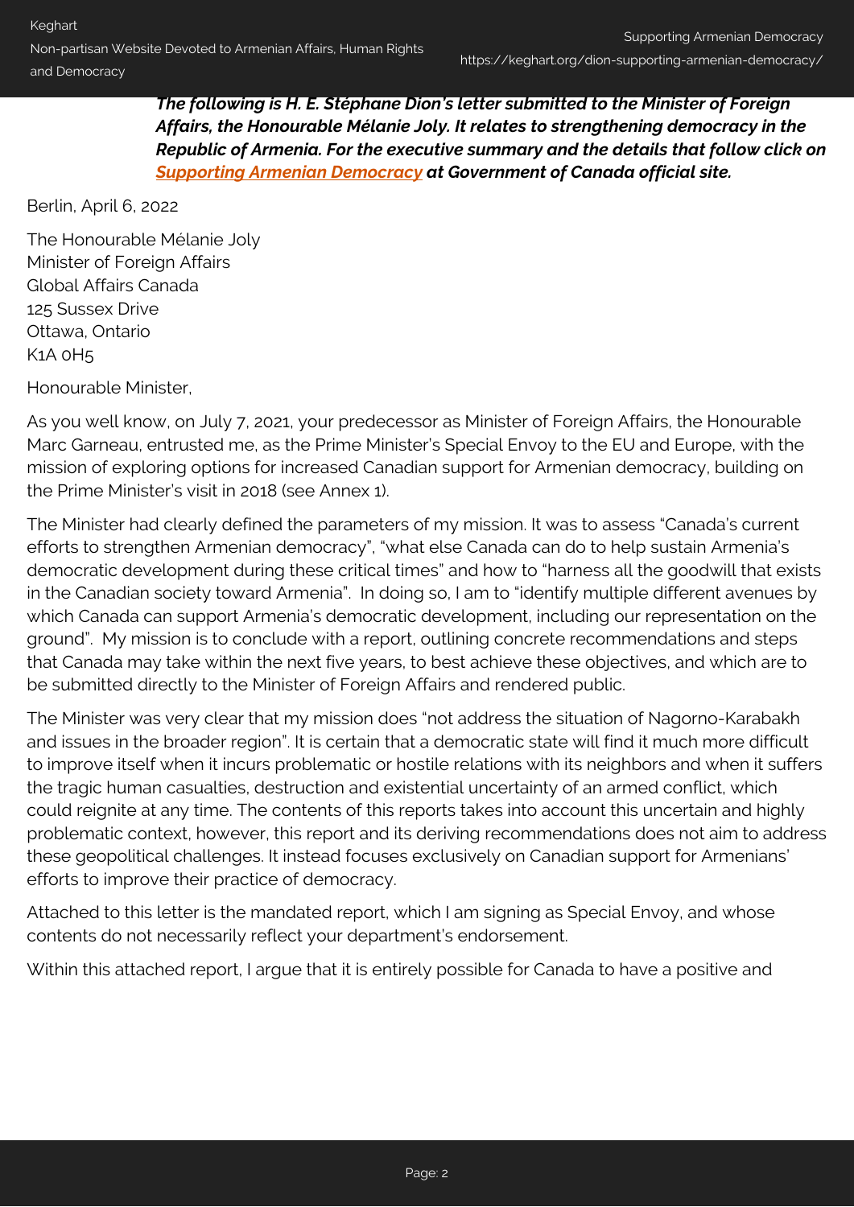***The following is H. E. Stéphane Dion's letter submitted to the Minister of Foreign Affairs, the Honourable Mélanie Joly. It relates to strengthening democracy in the Republic of Armenia. For the executive summary and the details that follow click on [Supporting Armenian Democracy](#) at Government of Canada official site.***

Berlin, April 6, 2022

The Honourable Mélanie Joly
Minister of Foreign Affairs
Global Affairs Canada
125 Sussex Drive
Ottawa, Ontario
K1A 0H5

Honourable Minister,

As you well know, on July 7, 2021, your predecessor as Minister of Foreign Affairs, the Honourable Marc Garneau, entrusted me, as the Prime Minister's Special Envoy to the EU and Europe, with the mission of exploring options for increased Canadian support for Armenian democracy, building on the Prime Minister's visit in 2018 (see Annex 1).

The Minister had clearly defined the parameters of my mission. It was to assess "Canada's current efforts to strengthen Armenian democracy", "what else Canada can do to help sustain Armenia's democratic development during these critical times" and how to "harness all the goodwill that exists in the Canadian society toward Armenia". In doing so, I am to "identify multiple different avenues by which Canada can support Armenia's democratic development, including our representation on the ground". My mission is to conclude with a report, outlining concrete recommendations and steps that Canada may take within the next five years, to best achieve these objectives, and which are to be submitted directly to the Minister of Foreign Affairs and rendered public.

The Minister was very clear that my mission does "not address the situation of Nagorno-Karabakh and issues in the broader region". It is certain that a democratic state will find it much more difficult to improve itself when it incurs problematic or hostile relations with its neighbors and when it suffers the tragic human casualties, destruction and existential uncertainty of an armed conflict, which could reignite at any time. The contents of this reports takes into account this uncertain and highly problematic context, however, this report and its deriving recommendations does not aim to address these geopolitical challenges. It instead focuses exclusively on Canadian support for Armenians' efforts to improve their practice of democracy.

Attached to this letter is the mandated report, which I am signing as Special Envoy, and whose contents do not necessarily reflect your department's endorsement.

Within this attached report, I argue that it is entirely possible for Canada to have a positive and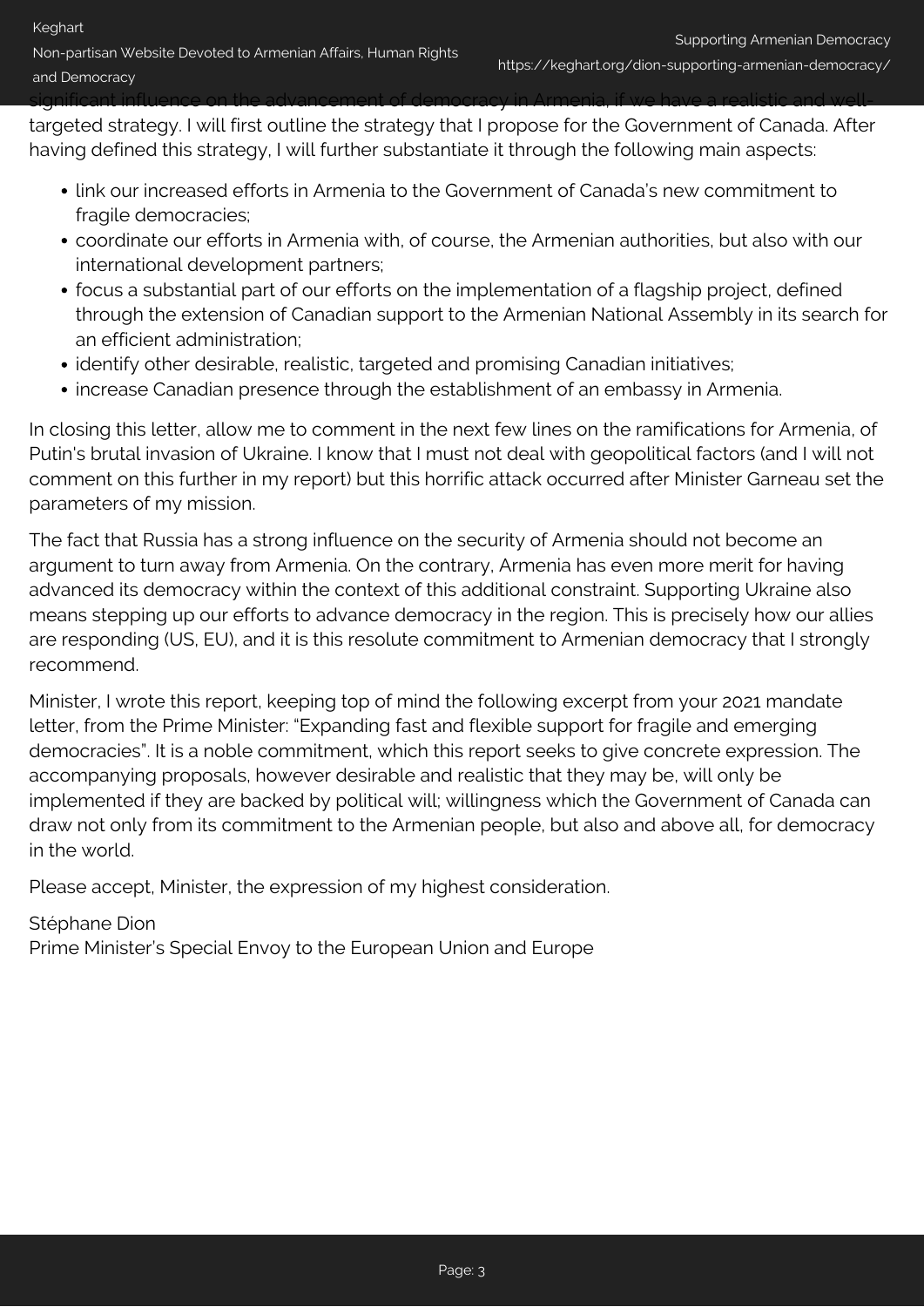significant influence on the advancement of democracy in Armenia, if we have a realistic and well-targeted strategy. I will first outline the strategy that I propose for the Government of Canada. After having defined this strategy, I will further substantiate it through the following main aspects:

- link our increased efforts in Armenia to the Government of Canada's new commitment to fragile democracies;
- coordinate our efforts in Armenia with, of course, the Armenian authorities, but also with our international development partners;
- focus a substantial part of our efforts on the implementation of a flagship project, defined through the extension of Canadian support to the Armenian National Assembly in its search for an efficient administration;
- identify other desirable, realistic, targeted and promising Canadian initiatives;
- increase Canadian presence through the establishment of an embassy in Armenia.

In closing this letter, allow me to comment in the next few lines on the ramifications for Armenia, of Putin's brutal invasion of Ukraine. I know that I must not deal with geopolitical factors (and I will not comment on this further in my report) but this horrific attack occurred after Minister Garneau set the parameters of my mission.

The fact that Russia has a strong influence on the security of Armenia should not become an argument to turn away from Armenia. On the contrary, Armenia has even more merit for having advanced its democracy within the context of this additional constraint. Supporting Ukraine also means stepping up our efforts to advance democracy in the region. This is precisely how our allies are responding (US, EU), and it is this resolute commitment to Armenian democracy that I strongly recommend.

Minister, I wrote this report, keeping top of mind the following excerpt from your 2021 mandate letter, from the Prime Minister: "Expanding fast and flexible support for fragile and emerging democracies". It is a noble commitment, which this report seeks to give concrete expression. The accompanying proposals, however desirable and realistic that they may be, will only be implemented if they are backed by political will; willingness which the Government of Canada can draw not only from its commitment to the Armenian people, but also and above all, for democracy in the world.

Please accept, Minister, the expression of my highest consideration.

Stéphane Dion
Prime Minister's Special Envoy to the European Union and Europe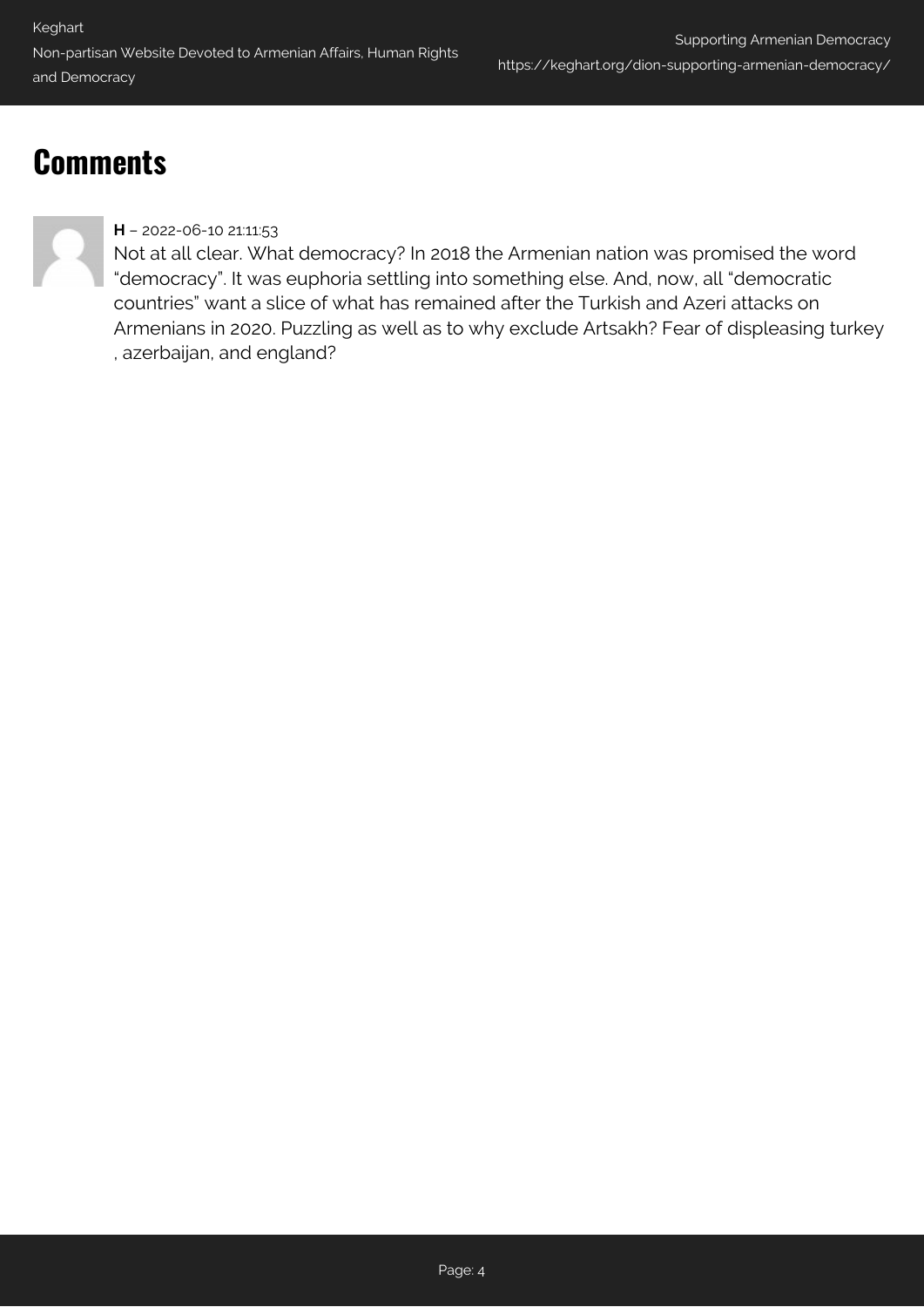## Comments

**H** – 2022-06-10 21:11:53

Not at all clear. What democracy? In 2018 the Armenian nation was promised the word “democracy”. It was euphoria settling into something else. And, now, all “democratic countries” want a slice of what has remained after the Turkish and Azeri attacks on Armenians in 2020. Puzzling as well as to why exclude Artsakh? Fear of displeasing turkey , azerbaijan, and england?